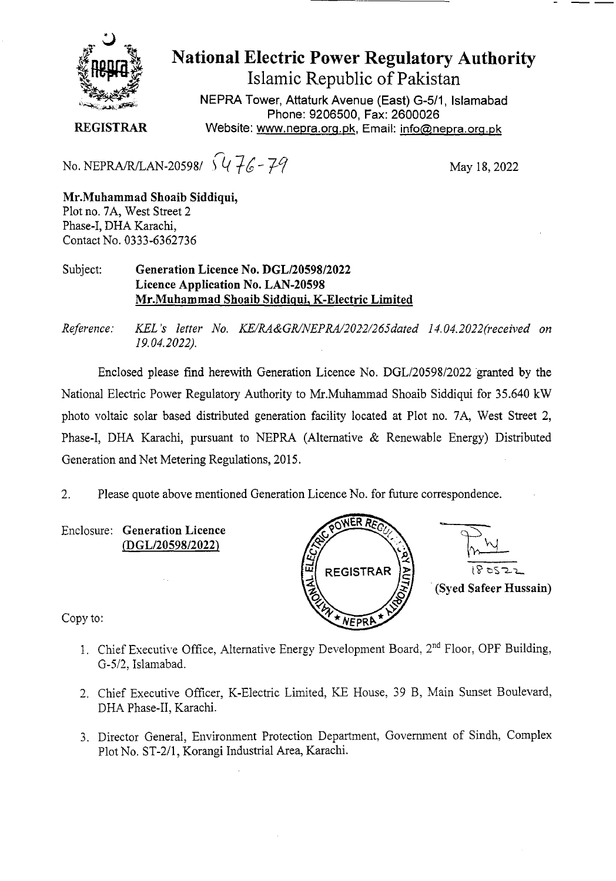# National Electric Power Regulatory Authority

## Islamic Republic of Pakistan

NEPRA Tower, Attaturk Avenue (East) G-5/1, Islamabad
Phone: 9206500, Fax: 2600026
Website: www.nepra.org.pk, Email: info@nepra.org.pk

**REGISTRAR**

No. NEPRA/R/LAN-20598/ 5476-79

May 18, 2022

**Mr.Muhammad Shoaib Siddiqui,**
Plot no. 7A, West Street 2
Phase-I, DHA Karachi,
Contact No. 0333-6362736

Subject: **Generation Licence No. DGL/20598/2022**
**Licence Application No. LAN-20598**
**Mr.Muhammad Shoaib Siddiqui, K-Electric Limited**

*Reference: KEL's letter No. KE/RA&GR/NEPRA/2022/265dated 14.04.2022(received on 19.04.2022).*

Enclosed please find herewith Generation Licence No. DGL/20598/2022 granted by the National Electric Power Regulatory Authority to Mr.Muhammad Shoaib Siddiqui for 35.640 kW photo voltaic solar based distributed generation facility located at Plot no. 7A, West Street 2, Phase-I, DHA Karachi, pursuant to NEPRA (Alternative & Renewable Energy) Distributed Generation and Net Metering Regulations, 2015.

2. Please quote above mentioned Generation Licence No. for future correspondence.

Enclosure: **Generation Licence**
**(DGL/20598/2022)**

18.05.22
**(Syed Safeer Hussain)**

Copy to:

1. Chief Executive Office, Alternative Energy Development Board, 2nd Floor, OPF Building, G-5/2, Islamabad.
2. Chief Executive Officer, K-Electric Limited, KE House, 39 B, Main Sunset Boulevard, DHA Phase-II, Karachi.
3. Director General, Environment Protection Department, Government of Sindh, Complex Plot No. ST-2/1, Korangi Industrial Area, Karachi.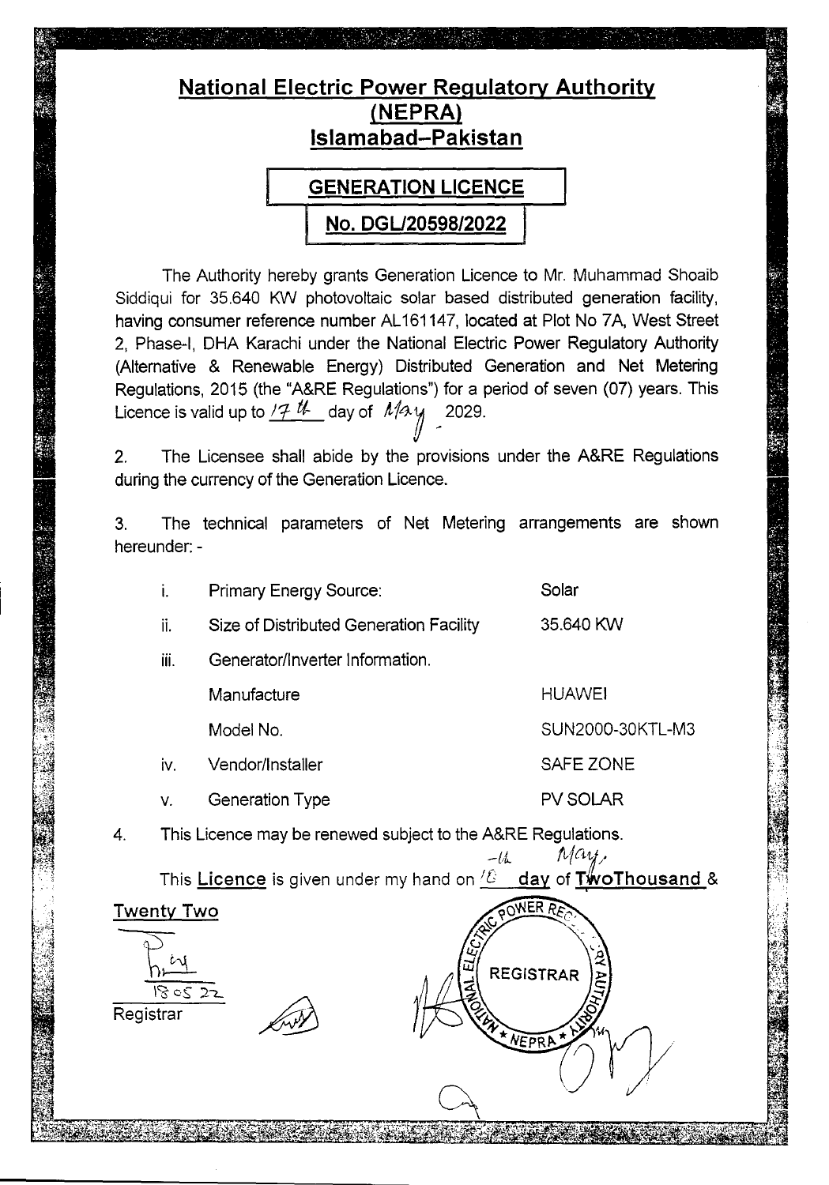# National Electric Power Regulatory Authority (NEPRA) Islamabad–Pakistan

## GENERATION LICENCE

## No. DGL/20598/2022

The Authority hereby grants Generation Licence to Mr. Muhammad Shoaib Siddiqui for 35.640 KW photovoltaic solar based distributed generation facility, having consumer reference number AL161147, located at Plot No 7A, West Street 2, Phase-I, DHA Karachi under the National Electric Power Regulatory Authority (Alternative & Renewable Energy) Distributed Generation and Net Metering Regulations, 2015 (the "A&RE Regulations") for a period of seven (07) years. This Licence is valid up to 17th day of May 2029.

2. The Licensee shall abide by the provisions under the A&RE Regulations during the currency of the Generation Licence.

3. The technical parameters of Net Metering arrangements are shown hereunder: -

| | | |
|---|---|---|
| i. | Primary Energy Source: | Solar |
| ii. | Size of Distributed Generation Facility | 35.640 KW |
| iii. | Generator/Inverter Information. | |
| | Manufacture | HUAWEI |
| | Model No. | SUN2000-30KTL-M3 |
| iv. | Vendor/Installer | SAFE ZONE |
| v. | Generation Type | PV SOLAR |

4. This Licence may be renewed subject to the A&RE Regulations.

This **Licence** is given under my hand on 18th **day** of May, **TwoThousand & Twenty Two**

18 05 22

Registrar

REGISTRAR
NATIONAL ELECTRIC POWER REGULATORY AUTHORITY
NEPRA